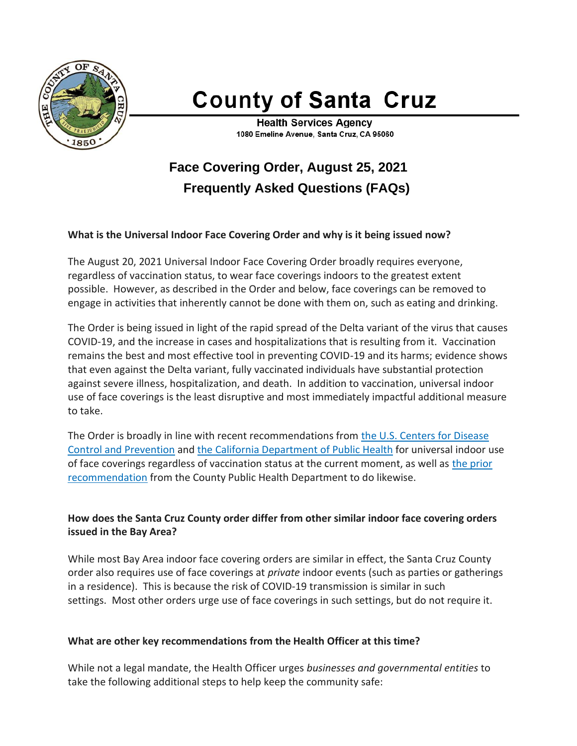# County of Santa Cruz

**Health Services Agency**
1080 Emeline Avenue, Santa Cruz, CA 95060

## Face Covering Order, August 25, 2021
## Frequently Asked Questions (FAQs)

**What is the Universal Indoor Face Covering Order and why is it being issued now?**

The August 20, 2021 Universal Indoor Face Covering Order broadly requires everyone, regardless of vaccination status, to wear face coverings indoors to the greatest extent possible. However, as described in the Order and below, face coverings can be removed to engage in activities that inherently cannot be done with them on, such as eating and drinking.

The Order is being issued in light of the rapid spread of the Delta variant of the virus that causes COVID-19, and the increase in cases and hospitalizations that is resulting from it. Vaccination remains the best and most effective tool in preventing COVID-19 and its harms; evidence shows that even against the Delta variant, fully vaccinated individuals have substantial protection against severe illness, hospitalization, and death. In addition to vaccination, universal indoor use of face coverings is the least disruptive and most immediately impactful additional measure to take.

The Order is broadly in line with recent recommendations from the U.S. Centers for Disease Control and Prevention and the California Department of Public Health for universal indoor use of face coverings regardless of vaccination status at the current moment, as well as the prior recommendation from the County Public Health Department to do likewise.

**How does the Santa Cruz County order differ from other similar indoor face covering orders issued in the Bay Area?**

While most Bay Area indoor face covering orders are similar in effect, the Santa Cruz County order also requires use of face coverings at *private* indoor events (such as parties or gatherings in a residence). This is because the risk of COVID-19 transmission is similar in such settings. Most other orders urge use of face coverings in such settings, but do not require it.

**What are other key recommendations from the Health Officer at this time?**

While not a legal mandate, the Health Officer urges *businesses and governmental entities* to take the following additional steps to help keep the community safe: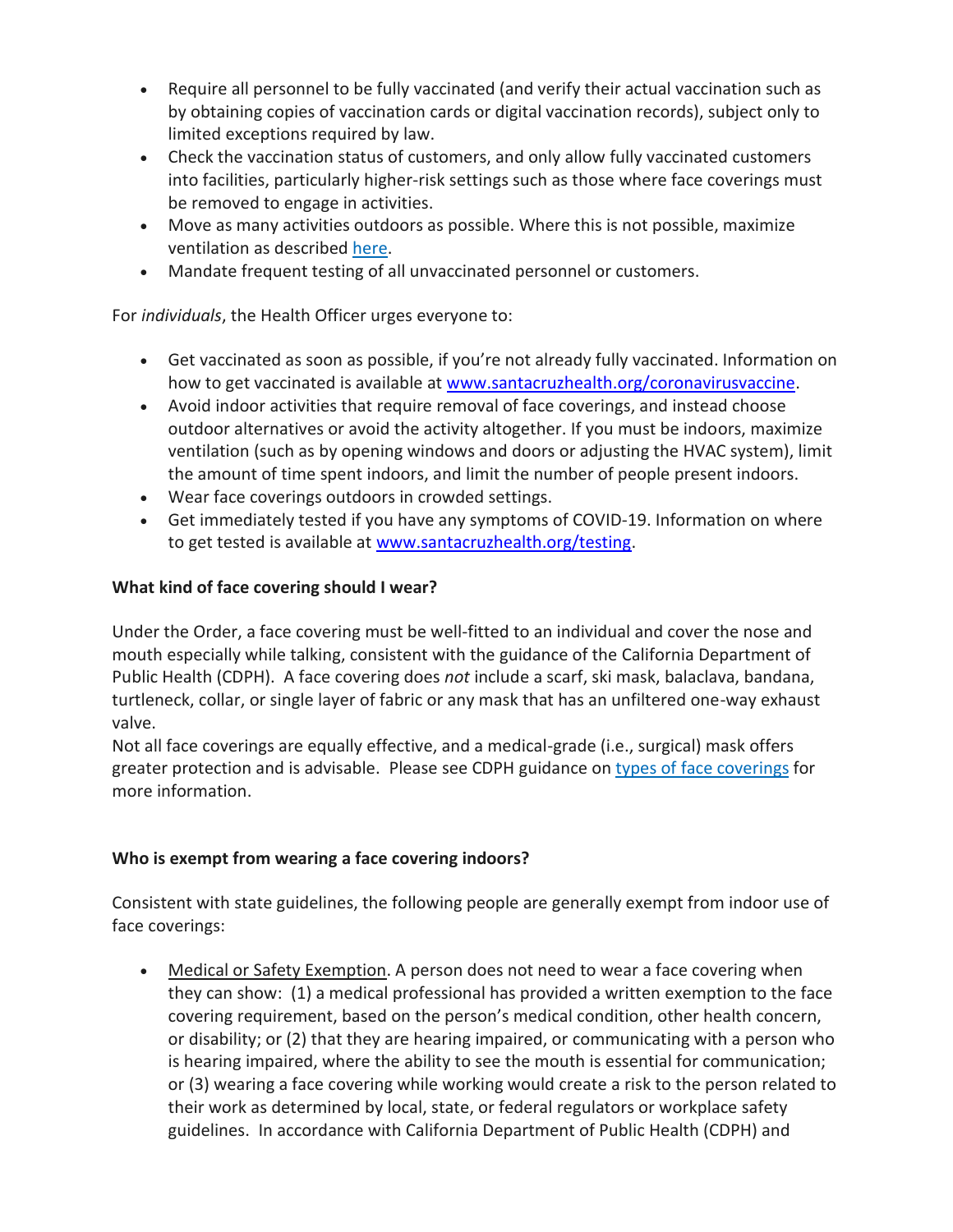- Require all personnel to be fully vaccinated (and verify their actual vaccination such as by obtaining copies of vaccination cards or digital vaccination records), subject only to limited exceptions required by law.
- Check the vaccination status of customers, and only allow fully vaccinated customers into facilities, particularly higher-risk settings such as those where face coverings must be removed to engage in activities.
- Move as many activities outdoors as possible. Where this is not possible, maximize ventilation as described [here](here).
- Mandate frequent testing of all unvaccinated personnel or customers.

For *individuals*, the Health Officer urges everyone to:

- Get vaccinated as soon as possible, if you're not already fully vaccinated. Information on how to get vaccinated is available at [www.santacruzhealth.org/coronavirusvaccine](www.santacruzhealth.org/coronavirusvaccine).
- Avoid indoor activities that require removal of face coverings, and instead choose outdoor alternatives or avoid the activity altogether. If you must be indoors, maximize ventilation (such as by opening windows and doors or adjusting the HVAC system), limit the amount of time spent indoors, and limit the number of people present indoors.
- Wear face coverings outdoors in crowded settings.
- Get immediately tested if you have any symptoms of COVID-19. Information on where to get tested is available at [www.santacruzhealth.org/testing](www.santacruzhealth.org/testing).

**What kind of face covering should I wear?**

Under the Order, a face covering must be well-fitted to an individual and cover the nose and mouth especially while talking, consistent with the guidance of the California Department of Public Health (CDPH). A face covering does *not* include a scarf, ski mask, balaclava, bandana, turtleneck, collar, or single layer of fabric or any mask that has an unfiltered one-way exhaust valve.

Not all face coverings are equally effective, and a medical-grade (i.e., surgical) mask offers greater protection and is advisable. Please see CDPH guidance on [types of face coverings](types of face coverings) for more information.

**Who is exempt from wearing a face covering indoors?**

Consistent with state guidelines, the following people are generally exempt from indoor use of face coverings:

- <u>Medical or Safety Exemption</u>. A person does not need to wear a face covering when they can show: (1) a medical professional has provided a written exemption to the face covering requirement, based on the person's medical condition, other health concern, or disability; or (2) that they are hearing impaired, or communicating with a person who is hearing impaired, where the ability to see the mouth is essential for communication; or (3) wearing a face covering while working would create a risk to the person related to their work as determined by local, state, or federal regulators or workplace safety guidelines. In accordance with California Department of Public Health (CDPH) and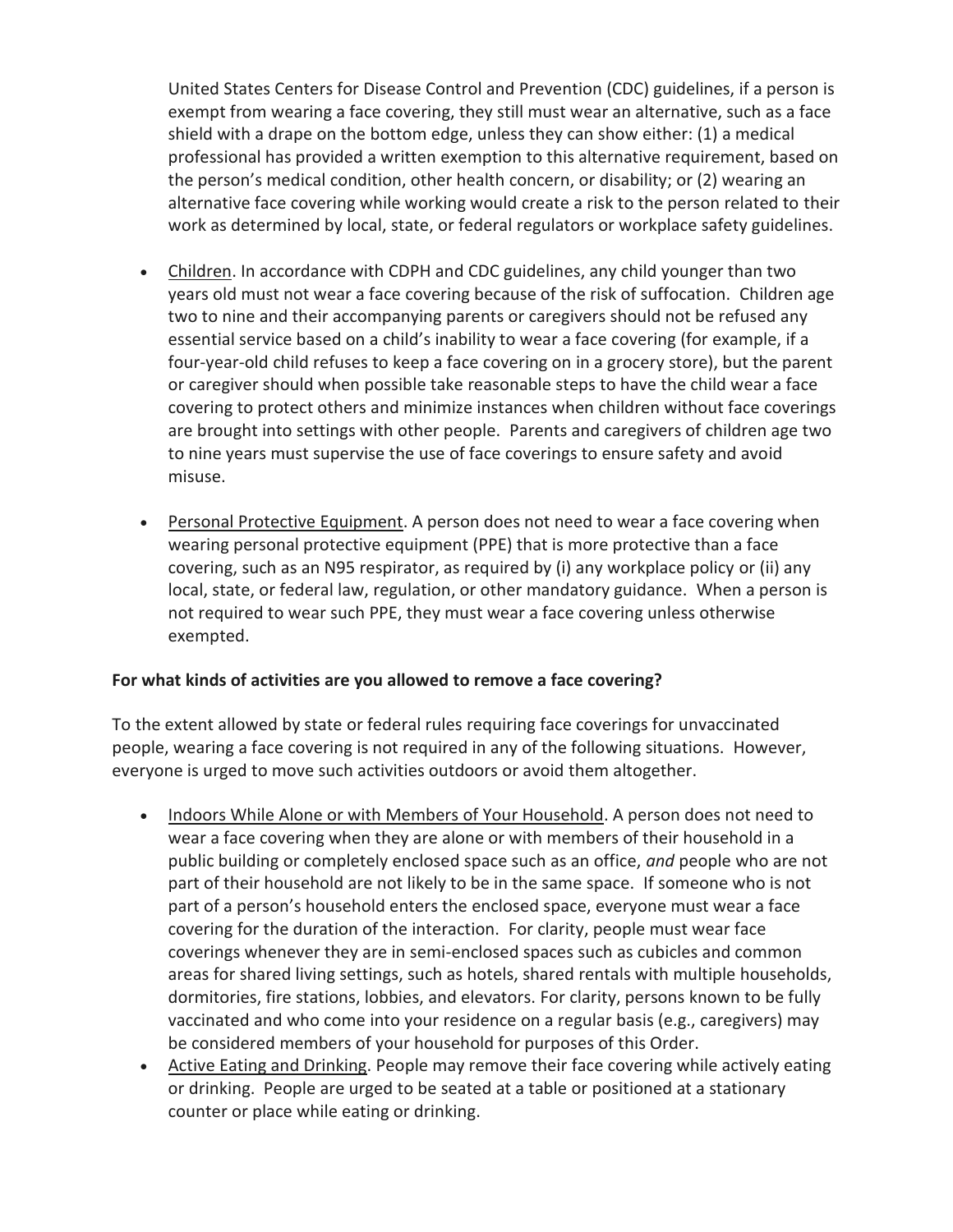United States Centers for Disease Control and Prevention (CDC) guidelines, if a person is exempt from wearing a face covering, they still must wear an alternative, such as a face shield with a drape on the bottom edge, unless they can show either: (1) a medical professional has provided a written exemption to this alternative requirement, based on the person's medical condition, other health concern, or disability; or (2) wearing an alternative face covering while working would create a risk to the person related to their work as determined by local, state, or federal regulators or workplace safety guidelines.

- Children. In accordance with CDPH and CDC guidelines, any child younger than two years old must not wear a face covering because of the risk of suffocation. Children age two to nine and their accompanying parents or caregivers should not be refused any essential service based on a child's inability to wear a face covering (for example, if a four-year-old child refuses to keep a face covering on in a grocery store), but the parent or caregiver should when possible take reasonable steps to have the child wear a face covering to protect others and minimize instances when children without face coverings are brought into settings with other people. Parents and caregivers of children age two to nine years must supervise the use of face coverings to ensure safety and avoid misuse.

- Personal Protective Equipment. A person does not need to wear a face covering when wearing personal protective equipment (PPE) that is more protective than a face covering, such as an N95 respirator, as required by (i) any workplace policy or (ii) any local, state, or federal law, regulation, or other mandatory guidance. When a person is not required to wear such PPE, they must wear a face covering unless otherwise exempted.

**For what kinds of activities are you allowed to remove a face covering?**

To the extent allowed by state or federal rules requiring face coverings for unvaccinated people, wearing a face covering is not required in any of the following situations. However, everyone is urged to move such activities outdoors or avoid them altogether.

- Indoors While Alone or with Members of Your Household. A person does not need to wear a face covering when they are alone or with members of their household in a public building or completely enclosed space such as an office, *and* people who are not part of their household are not likely to be in the same space. If someone who is not part of a person's household enters the enclosed space, everyone must wear a face covering for the duration of the interaction. For clarity, people must wear face coverings whenever they are in semi-enclosed spaces such as cubicles and common areas for shared living settings, such as hotels, shared rentals with multiple households, dormitories, fire stations, lobbies, and elevators. For clarity, persons known to be fully vaccinated and who come into your residence on a regular basis (e.g., caregivers) may be considered members of your household for purposes of this Order.
- Active Eating and Drinking. People may remove their face covering while actively eating or drinking. People are urged to be seated at a table or positioned at a stationary counter or place while eating or drinking.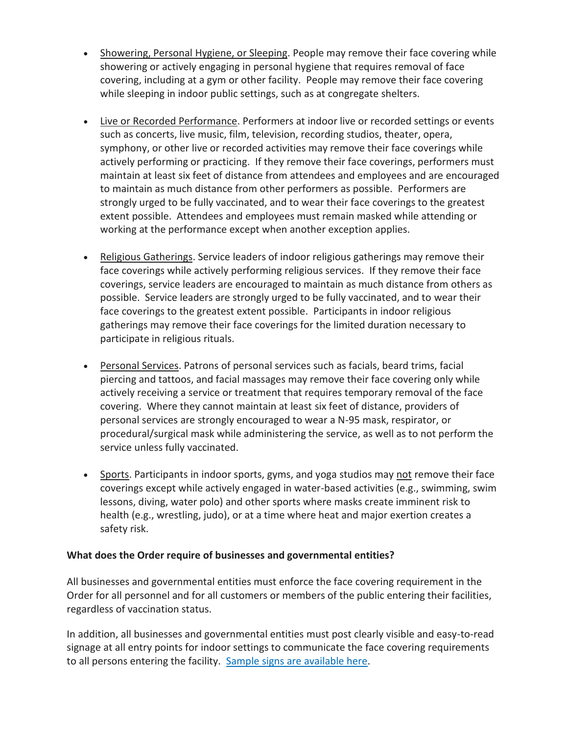- Showering, Personal Hygiene, or Sleeping. People may remove their face covering while showering or actively engaging in personal hygiene that requires removal of face covering, including at a gym or other facility. People may remove their face covering while sleeping in indoor public settings, such as at congregate shelters.

- Live or Recorded Performance. Performers at indoor live or recorded settings or events such as concerts, live music, film, television, recording studios, theater, opera, symphony, or other live or recorded activities may remove their face coverings while actively performing or practicing. If they remove their face coverings, performers must maintain at least six feet of distance from attendees and employees and are encouraged to maintain as much distance from other performers as possible. Performers are strongly urged to be fully vaccinated, and to wear their face coverings to the greatest extent possible. Attendees and employees must remain masked while attending or working at the performance except when another exception applies.

- Religious Gatherings. Service leaders of indoor religious gatherings may remove their face coverings while actively performing religious services. If they remove their face coverings, service leaders are encouraged to maintain as much distance from others as possible. Service leaders are strongly urged to be fully vaccinated, and to wear their face coverings to the greatest extent possible. Participants in indoor religious gatherings may remove their face coverings for the limited duration necessary to participate in religious rituals.

- Personal Services. Patrons of personal services such as facials, beard trims, facial piercing and tattoos, and facial massages may remove their face covering only while actively receiving a service or treatment that requires temporary removal of the face covering. Where they cannot maintain at least six feet of distance, providers of personal services are strongly encouraged to wear a N-95 mask, respirator, or procedural/surgical mask while administering the service, as well as to not perform the service unless fully vaccinated.

- Sports. Participants in indoor sports, gyms, and yoga studios may not remove their face coverings except while actively engaged in water-based activities (e.g., swimming, swim lessons, diving, water polo) and other sports where masks create imminent risk to health (e.g., wrestling, judo), or at a time where heat and major exertion creates a safety risk.

**What does the Order require of businesses and governmental entities?**

All businesses and governmental entities must enforce the face covering requirement in the Order for all personnel and for all customers or members of the public entering their facilities, regardless of vaccination status.

In addition, all businesses and governmental entities must post clearly visible and easy-to-read signage at all entry points for indoor settings to communicate the face covering requirements to all persons entering the facility. Sample signs are available here.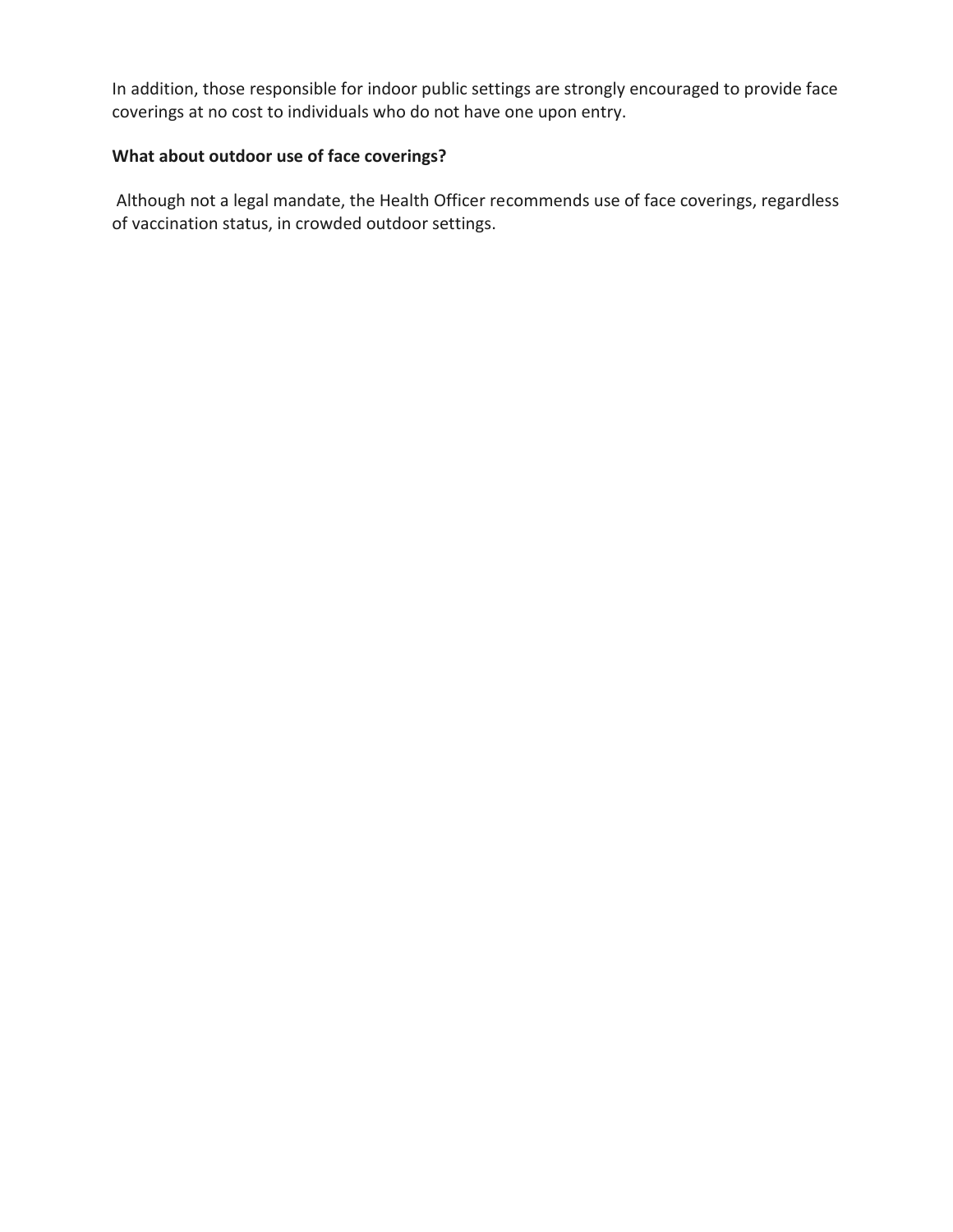In addition, those responsible for indoor public settings are strongly encouraged to provide face coverings at no cost to individuals who do not have one upon entry.

**What about outdoor use of face coverings?**

Although not a legal mandate, the Health Officer recommends use of face coverings, regardless of vaccination status, in crowded outdoor settings.